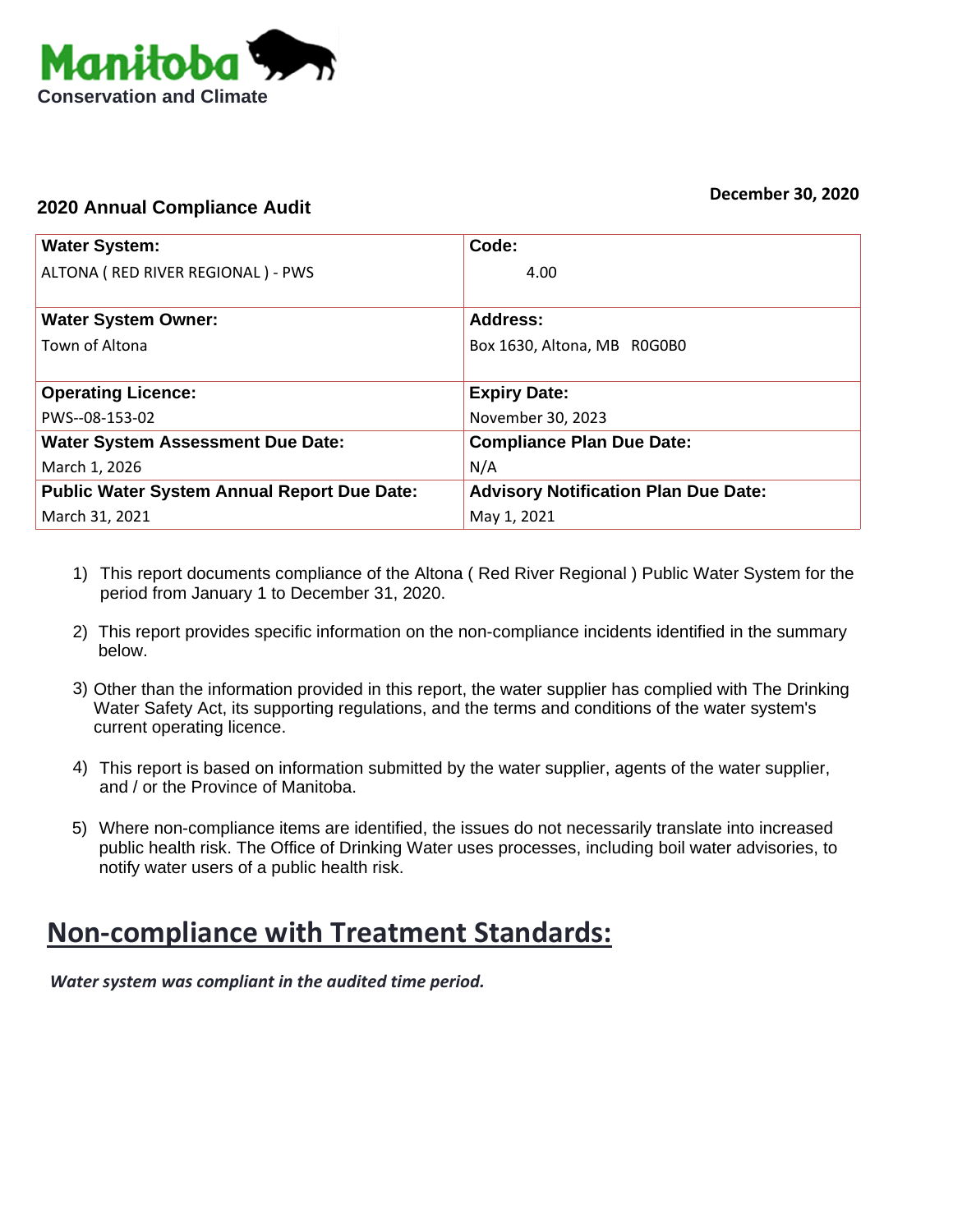Manitoba
Conservation and Climate

December 30, 2020

**2020 Annual Compliance Audit**

| **Water System:** | **Code:** |
|---|---|
| ALTONA ( RED RIVER REGIONAL ) - PWS | 4.00 |
| **Water System Owner:** | **Address:** |
| Town of Altona | Box 1630, Altona, MB R0G0B0 |
| **Operating Licence:** | **Expiry Date:** |
| PWS--08-153-02 | November 30, 2023 |
| **Water System Assessment Due Date:** | **Compliance Plan Due Date:** |
| March 1, 2026 | N/A |
| **Public Water System Annual Report Due Date:** | **Advisory Notification Plan Due Date:** |
| March 31, 2021 | May 1, 2021 |

1) This report documents compliance of the Altona ( Red River Regional ) Public Water System for the period from January 1 to December 31, 2020.

2) This report provides specific information on the non-compliance incidents identified in the summary below.

3) Other than the information provided in this report, the water supplier has complied with The Drinking Water Safety Act, its supporting regulations, and the terms and conditions of the water system's current operating licence.

4) This report is based on information submitted by the water supplier, agents of the water supplier, and / or the Province of Manitoba.

5) Where non-compliance items are identified, the issues do not necessarily translate into increased public health risk. The Office of Drinking Water uses processes, including boil water advisories, to notify water users of a public health risk.

## Non-compliance with Treatment Standards:

***Water system was compliant in the audited time period.***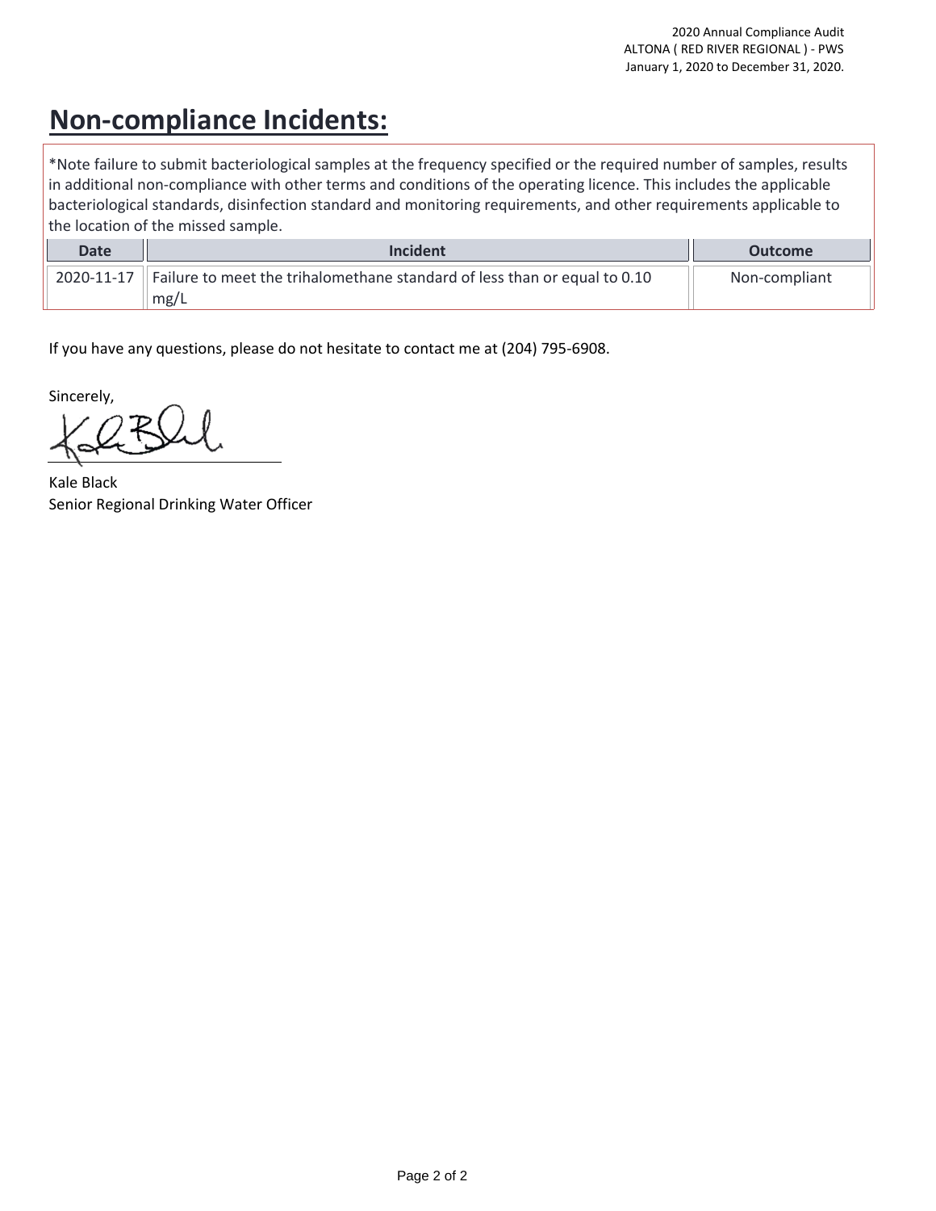## Non-compliance Incidents:

*Note failure to submit bacteriological samples at the frequency specified or the required number of samples, results in additional non-compliance with other terms and conditions of the operating licence. This includes the applicable bacteriological standards, disinfection standard and monitoring requirements, and other requirements applicable to the location of the missed sample.

| Date | Incident | Outcome |
| --- | --- | --- |
| 2020-11-17 | Failure to meet the trihalomethane standard of less than or equal to 0.10 mg/L | Non-compliant |

If you have any questions, please do not hesitate to contact me at (204) 795-6908.

Sincerely,

Kale Black
Senior Regional Drinking Water Officer